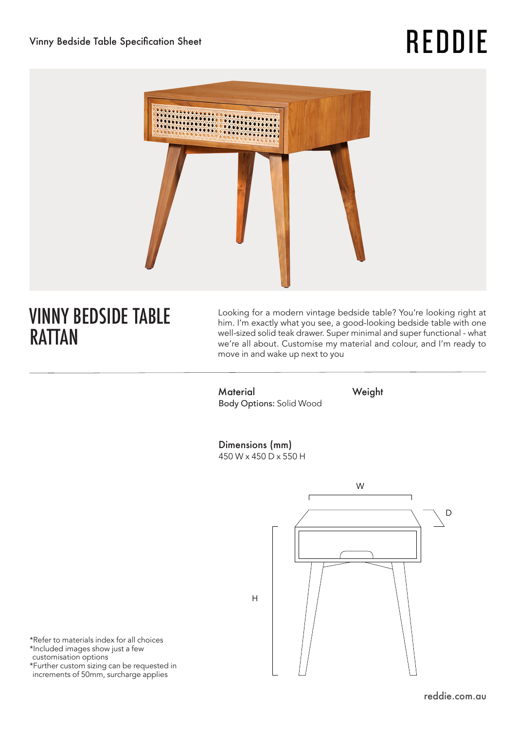Vinny Bedside Table Specification Sheet

# REDDIE

## VINNY BEDSIDE TABLE RATTAN

Looking for a modern vintage bedside table? You're looking right at him. I'm exactly what you see, a good-looking bedside table with one well-sized solid teak drawer. Super minimal and super functional - what we're all about. Customise my material and colour, and I'm ready to move in and wake up next to you

**Material**
Body Options: Solid Wood

**Weight**

**Dimensions (mm)**
450 W x 450 D x 550 H

W

D

H

*Refer to materials index for all choices
*Included images show just a few customisation options
*Further custom sizing can be requested in increments of 50mm, surcharge applies

reddie.com.au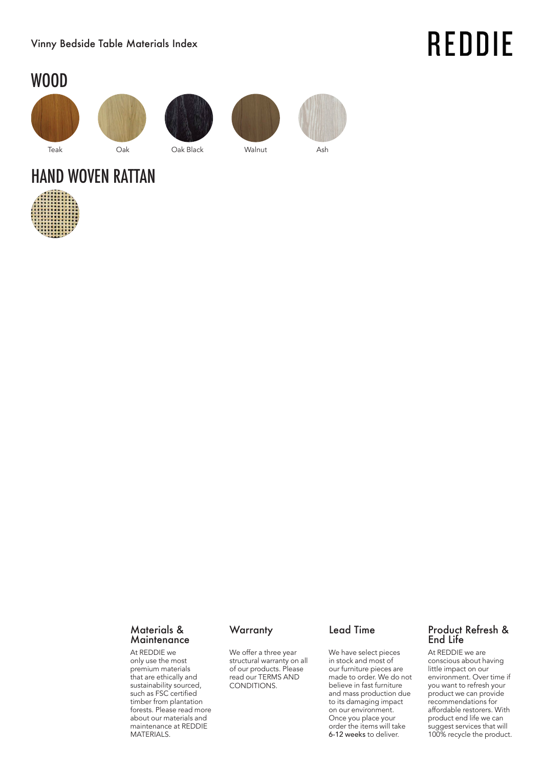Vinny Bedside Table Materials Index

# REDDIE

## WOOD

Teak

Oak

Oak Black

Walnut

Ash

## HAND WOVEN RATTAN

### Materials & Maintenance

At REDDIE we only use the most premium materials that are ethically and sustainability sourced, such as FSC certified timber from plantation forests. Please read more about our materials and maintenance at REDDIE MATERIALS.

### Warranty

We offer a three year structural warranty on all of our products. Please read our TERMS AND CONDITIONS.

### Lead Time

We have select pieces in stock and most of our furniture pieces are made to order. We do not believe in fast furniture and mass production due to its damaging impact on our environment. Once you place your order the items will take 6-12 weeks to deliver.

### Product Refresh & End Life

At REDDIE we are conscious about having little impact on our environment. Over time if you want to refresh your product we can provide recommendations for affordable restorers. With product end life we can suggest services that will 100% recycle the product.